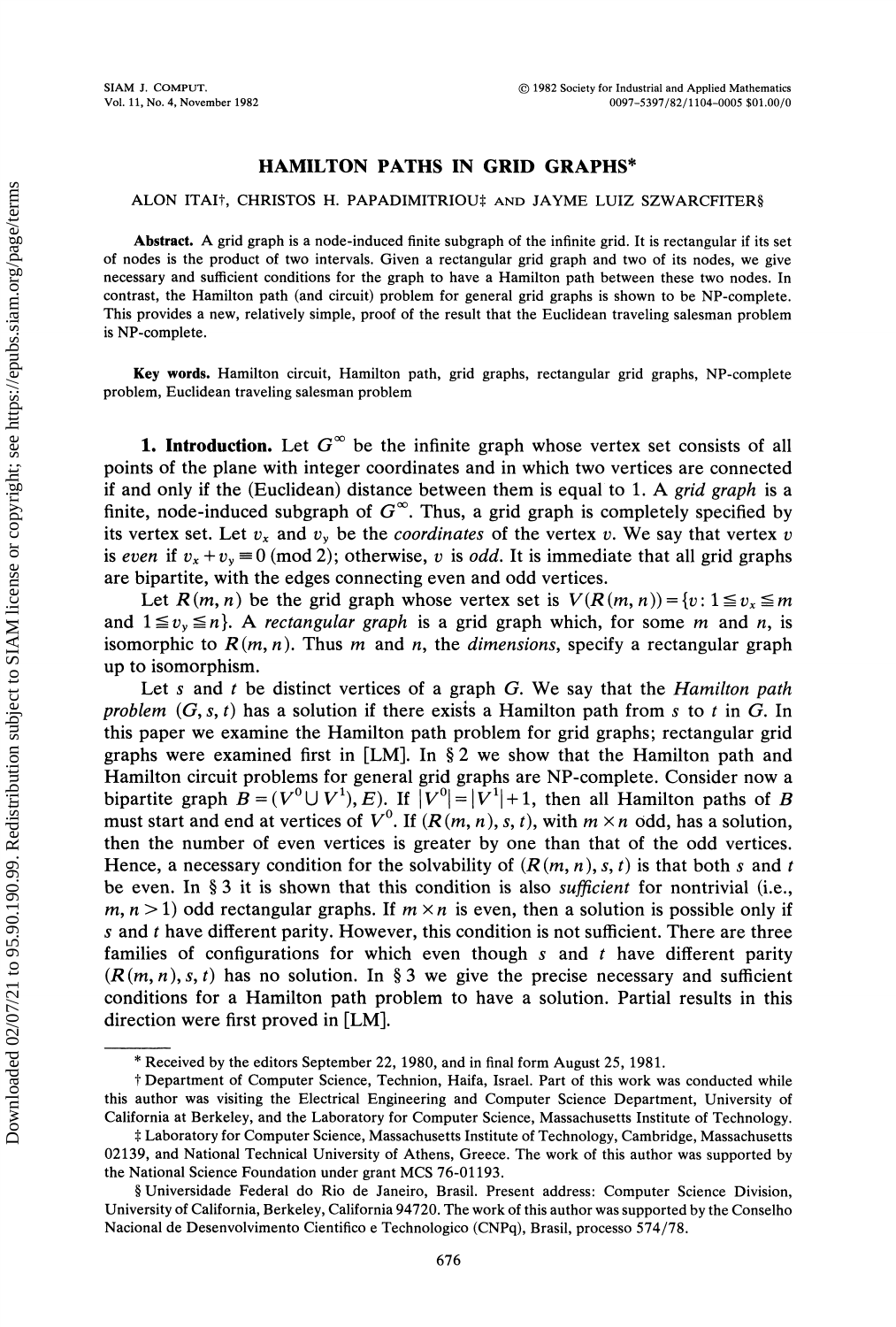# HAMILTON PATHS IN GRID GRAPHS*

ALON ITAI†, CHRISTOS H. PAPADIMITRIOU‡ AND JAYME LUIZ SZWARCFITER§

**Abstract.** A grid graph is a node-induced finite subgraph of the infinite grid. It is rectangular if its set of nodes is the product of two intervals. Given a rectangular grid graph and two of its nodes, we give necessary and sufficient conditions for the graph to have a Hamilton path between these two nodes. In contrast, the Hamilton path (and circuit) problem for general grid graphs is shown to be NP-complete. This provides a new, relatively simple, proof of the result that the Euclidean traveling salesman problem is NP-complete.

**Key words.** Hamilton circuit, Hamilton path, grid graphs, rectangular grid graphs, NP-complete problem, Euclidean traveling salesman problem

## 1. Introduction.

Let $G^\infty$ be the infinite graph whose vertex set consists of all points of the plane with integer coordinates and in which two vertices are connected if and only if the (Euclidean) distance between them is equal to 1. A *grid graph* is a finite, node-induced subgraph of $G^\infty$. Thus, a grid graph is completely specified by its vertex set. Let $v_x$ and $v_y$ be the *coordinates* of the vertex $v$. We say that vertex $v$ is *even* if $v_x + v_y \equiv 0 \pmod 2$; otherwise, $v$ is *odd*. It is immediate that all grid graphs are bipartite, with the edges connecting even and odd vertices.

Let $R(m, n)$ be the grid graph whose vertex set is $V(R(m, n)) = \{v: 1 \leqq v_x \leqq m$ and $1 \leqq v_y \leqq n\}$. A *rectangular graph* is a grid graph which, for some $m$ and $n$, is isomorphic to $R(m, n)$. Thus $m$ and $n$, the *dimensions*, specify a rectangular graph up to isomorphism.

Let $s$ and $t$ be distinct vertices of a graph $G$. We say that the *Hamilton path problem* $(G, s, t)$ has a solution if there exists a Hamilton path from $s$ to $t$ in $G$. In this paper we examine the Hamilton path problem for grid graphs; rectangular grid graphs were examined first in [LM]. In § 2 we show that the Hamilton path and Hamilton circuit problems for general grid graphs are NP-complete. Consider now a bipartite graph $B = (V^0 \cup V^1), E)$. If $|V^0| = |V^1| + 1$, then all Hamilton paths of $B$ must start and end at vertices of $V^0$. If $(R(m, n), s, t)$, with $m \times n$ odd, has a solution, then the number of even vertices is greater by one than that of the odd vertices. Hence, a necessary condition for the solvability of $(R(m, n), s, t)$ is that both $s$ and $t$ be even. In § 3 it is shown that this condition is also *sufficient* for nontrivial (i.e., $m, n > 1$) odd rectangular graphs. If $m \times n$ is even, then a solution is possible only if $s$ and $t$ have different parity. However, this condition is not sufficient. There are three families of configurations for which even though $s$ and $t$ have different parity $(R(m, n), s, t)$ has no solution. In § 3 we give the precise necessary and sufficient conditions for a Hamilton path problem to have a solution. Partial results in this direction were first proved in [LM].

---

\* Received by the editors September 22, 1980, and in final form August 25, 1981.

† Department of Computer Science, Technion, Haifa, Israel. Part of this work was conducted while this author was visiting the Electrical Engineering and Computer Science Department, University of California at Berkeley, and the Laboratory for Computer Science, Massachusetts Institute of Technology.

‡ Laboratory for Computer Science, Massachusetts Institute of Technology, Cambridge, Massachusetts 02139, and National Technical University of Athens, Greece. The work of this author was supported by the National Science Foundation under grant MCS 76-01193.

§ Universidade Federal do Rio de Janeiro, Brasil. Present address: Computer Science Division, University of California, Berkeley, California 94720. The work of this author was supported by the Conselho Nacional de Desenvolvimento Cientifico e Technologico (CNPq), Brasil, processo 574/78.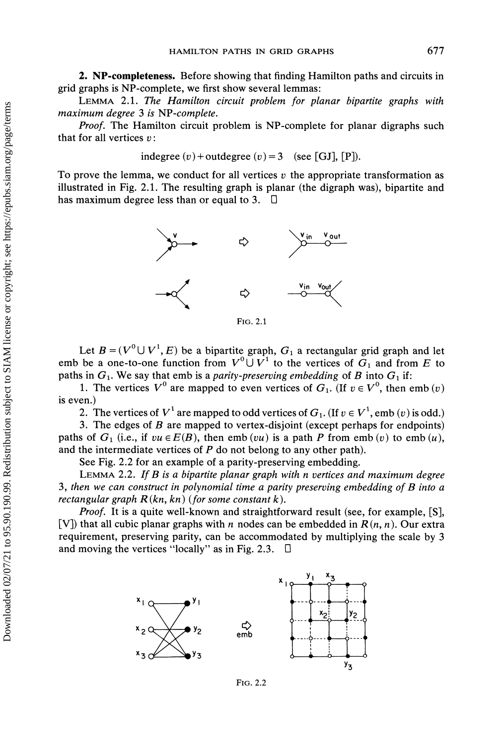## 2. NP-completeness.

Before showing that finding Hamilton paths and circuits in grid graphs is NP-complete, we first show several lemmas:

LEMMA 2.1. *The Hamilton circuit problem for planar bipartite graphs with maximum degree 3 is* NP-*complete.*

*Proof.* The Hamilton circuit problem is NP-complete for planar digraphs such that for all vertices $v$:

$$\text{indegree}(v) + \text{outdegree}(v) = 3 \quad (\text{see [GJ], [P]}).$$

To prove the lemma, we conduct for all vertices $v$ the appropriate transformation as illustrated in Fig. 2.1. The resulting graph is planar (the digraph was), bipartite and has maximum degree less than or equal to 3. □

FIG. 2.1

Let $B = (V^0 \cup V^1, E)$ be a bipartite graph, $G_1$ a rectangular grid graph and let emb be a one-to-one function from $V^0 \cup V^1$ to the vertices of $G_1$ and from $E$ to paths in $G_1$. We say that emb is a *parity-preserving embedding* of $B$ into $G_1$ if:

1. The vertices $V^0$ are mapped to even vertices of $G_1$. (If $v \in V^0$, then $\text{emb}(v)$ is even.)
2. The vertices of $V^1$ are mapped to odd vertices of $G_1$. (If $v \in V^1$, $\text{emb}(v)$ is odd.)
3. The edges of $B$ are mapped to vertex-disjoint (except perhaps for endpoints) paths of $G_1$ (i.e., if $vu \in E(B)$, then $\text{emb}(vu)$ is a path $P$ from $\text{emb}(v)$ to $\text{emb}(u)$, and the intermediate vertices of $P$ do not belong to any other path).

See Fig. 2.2 for an example of a parity-preserving embedding.

LEMMA 2.2. *If $B$ is a bipartite planar graph with $n$ vertices and maximum degree 3, then we can construct in polynomial time a parity preserving embedding of $B$ into a rectangular graph $R(kn, kn)$ (for some constant $k$).*

*Proof.* It is a quite well-known and straightforward result (see, for example, [S], [V]) that all cubic planar graphs with $n$ nodes can be embedded in $R(n, n)$. Our extra requirement, preserving parity, can be accommodated by multiplying the scale by 3 and moving the vertices "locally" as in Fig. 2.3. □

FIG. 2.2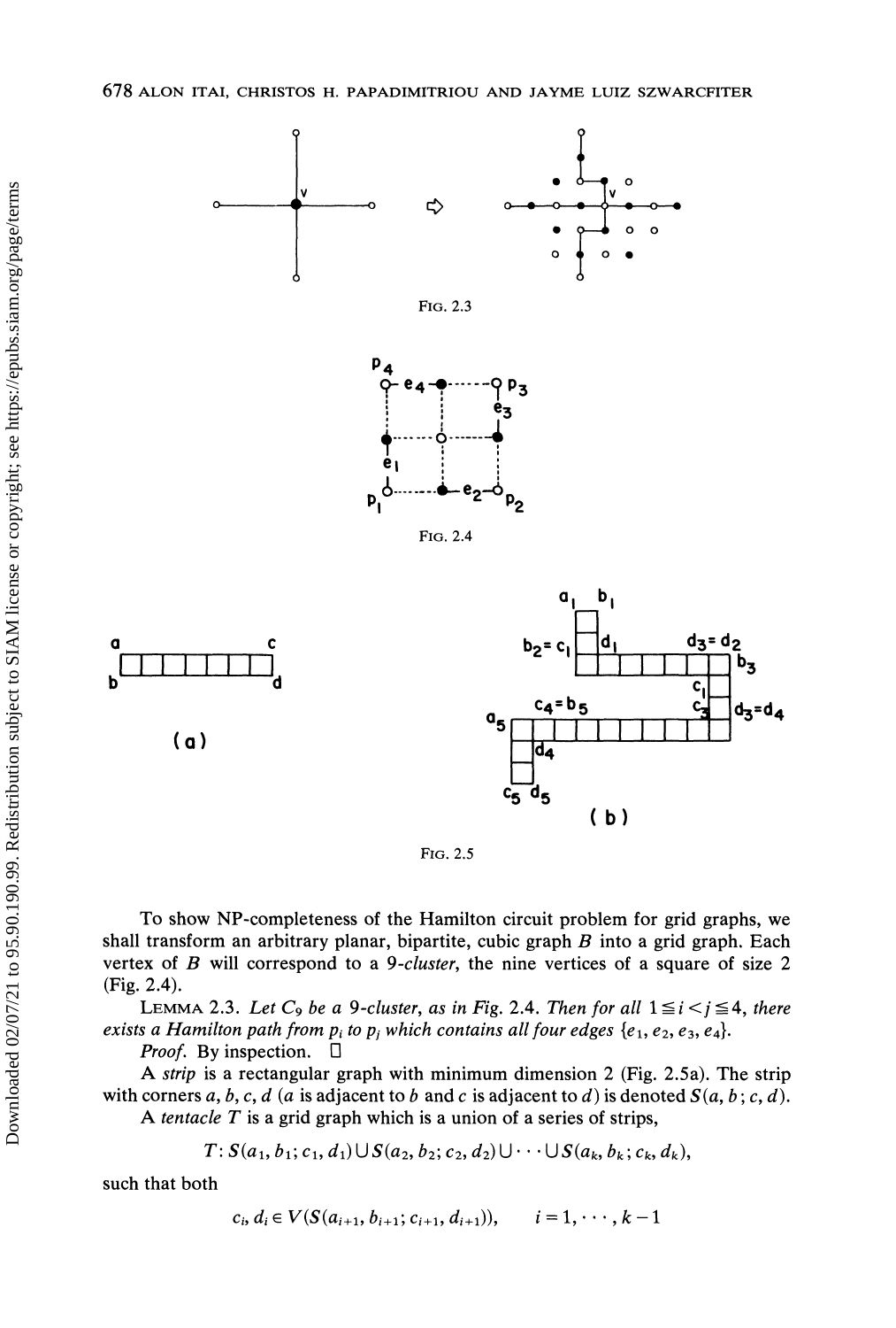FIG. 2.3

FIG. 2.4

(a)

(b)

FIG. 2.5

To show NP-completeness of the Hamilton circuit problem for grid graphs, we shall transform an arbitrary planar, bipartite, cubic graph $B$ into a grid graph. Each vertex of $B$ will correspond to a 9-*cluster*, the nine vertices of a square of size 2 (Fig. 2.4).

LEMMA 2.3. *Let $C_9$ be a 9-cluster, as in Fig. 2.4. Then for all $1 \leqq i < j \leqq 4$, there exists a Hamilton path from $p_i$ to $p_j$ which contains all four edges $\{e_1, e_2, e_3, e_4\}$.*

*Proof.* By inspection. □

A *strip* is a rectangular graph with minimum dimension 2 (Fig. 2.5a). The strip with corners $a, b, c, d$ ($a$ is adjacent to $b$ and $c$ is adjacent to $d$) is denoted $S(a, b; c, d)$.

A *tentacle* $T$ is a grid graph which is a union of a series of strips,

$$T: S(a_1, b_1; c_1, d_1) \cup S(a_2, b_2; c_2, d_2) \cup \cdots \cup S(a_k, b_k; c_k, d_k),$$

such that both

$$c_i, d_i \in V(S(a_{i+1}, b_{i+1}; c_{i+1}, d_{i+1})), \qquad i = 1, \cdots, k-1$$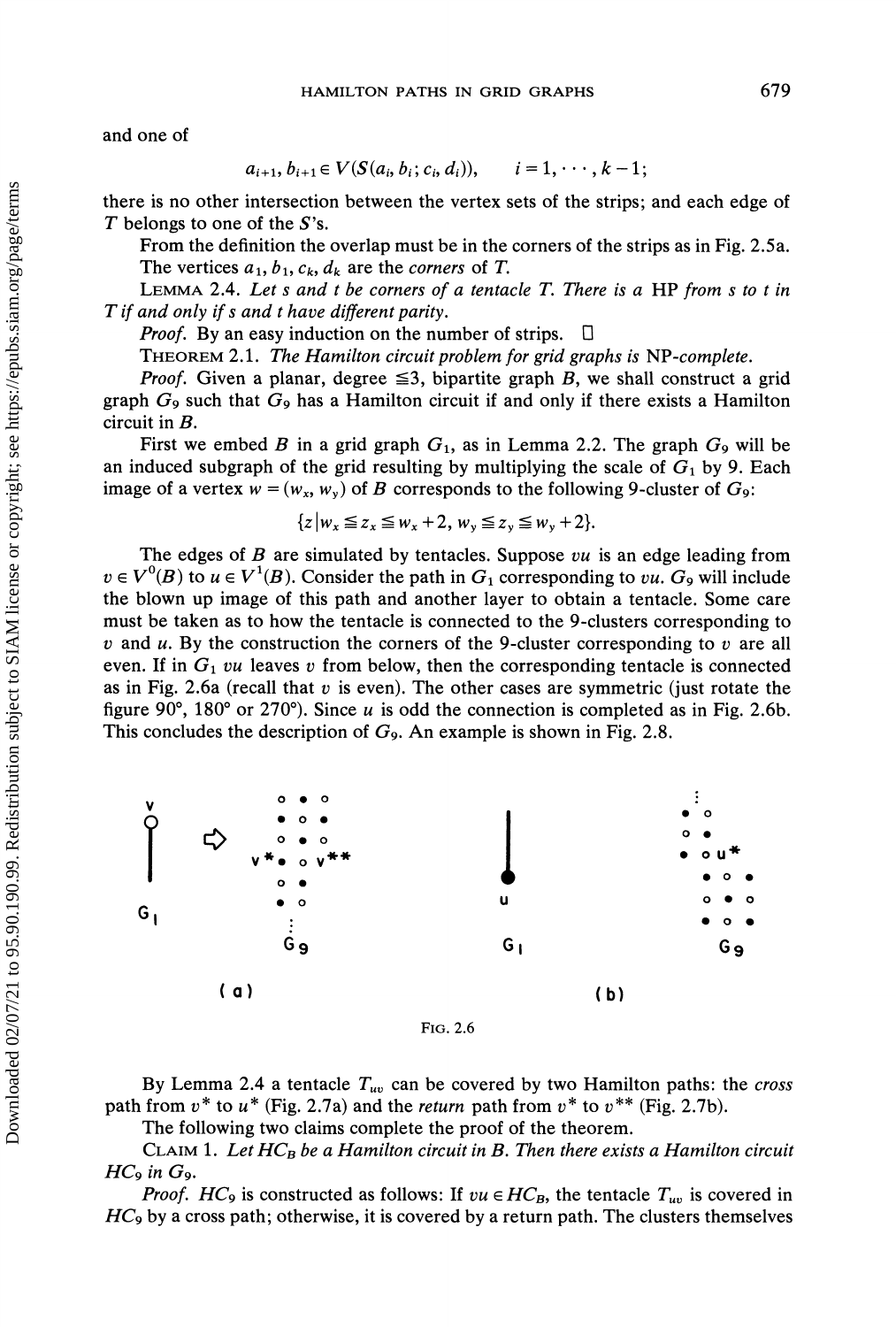and one of

$$a_{i+1}, b_{i+1} \in V(S(a_i, b_i; c_i, d_i)), \qquad i = 1, \cdots, k-1;$$

there is no other intersection between the vertex sets of the strips; and each edge of $T$ belongs to one of the $S$'s.

From the definition the overlap must be in the corners of the strips as in Fig. 2.5a.

The vertices $a_1, b_1, c_k, d_k$ are the *corners* of $T$.

LEMMA 2.4. *Let $s$ and $t$ be corners of a tentacle $T$. There is a* HP *from $s$ to $t$ in $T$ if and only if $s$ and $t$ have different parity.*

*Proof.* By an easy induction on the number of strips. □

THEOREM 2.1. *The Hamilton circuit problem for grid graphs is* NP-*complete.*

*Proof.* Given a planar, degree $\leqq 3$, bipartite graph $B$, we shall construct a grid graph $G_9$ such that $G_9$ has a Hamilton circuit if and only if there exists a Hamilton circuit in $B$.

First we embed $B$ in a grid graph $G_1$, as in Lemma 2.2. The graph $G_9$ will be an induced subgraph of the grid resulting by multiplying the scale of $G_1$ by 9. Each image of a vertex $w = (w_x, w_y)$ of $B$ corresponds to the following 9-cluster of $G_9$:

$$\{z \mid w_x \leqq z_x \leqq w_x + 2,\ w_y \leqq z_y \leqq w_y + 2\}.$$

The edges of $B$ are simulated by tentacles. Suppose $vu$ is an edge leading from $v \in V^0(B)$ to $u \in V^1(B)$. Consider the path in $G_1$ corresponding to $vu$. $G_9$ will include the blown up image of this path and another layer to obtain a tentacle. Some care must be taken as to how the tentacle is connected to the 9-clusters corresponding to $v$ and $u$. By the construction the corners of the 9-cluster corresponding to $v$ are all even. If in $G_1$ $vu$ leaves $v$ from below, then the corresponding tentacle is connected as in Fig. 2.6a (recall that $v$ is even). The other cases are symmetric (just rotate the figure 90°, 180° or 270°). Since $u$ is odd the connection is completed as in Fig. 2.6b. This concludes the description of $G_9$. An example is shown in Fig. 2.8.

FIG. 2.6

By Lemma 2.4 a tentacle $T_{uv}$ can be covered by two Hamilton paths: the *cross* path from $v^*$ to $u^*$ (Fig. 2.7a) and the *return* path from $v^*$ to $v^{**}$ (Fig. 2.7b).

The following two claims complete the proof of the theorem.

CLAIM 1. *Let $HC_B$ be a Hamilton circuit in $B$. Then there exists a Hamilton circuit $HC_9$ in $G_9$.*

*Proof.* $HC_9$ is constructed as follows: If $vu \in HC_B$, the tentacle $T_{uv}$ is covered in $HC_9$ by a cross path; otherwise, it is covered by a return path. The clusters themselves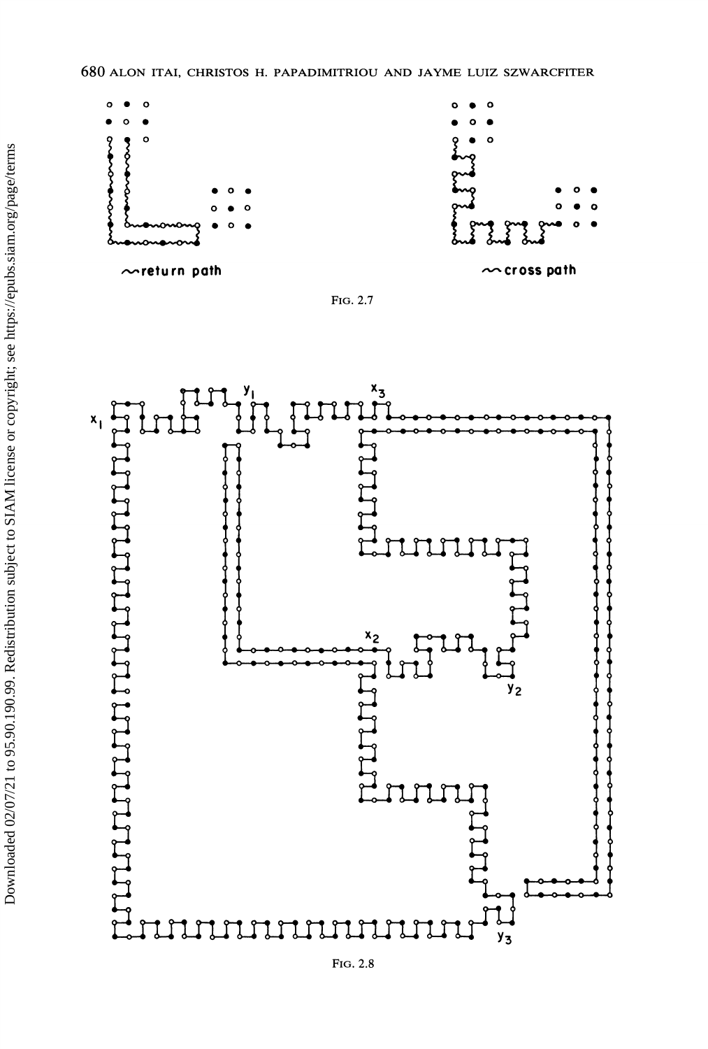~return path

~cross path

FIG. 2.7

$x_1$ $y_1$ $x_3$ $x_2$ $y_2$ $y_3$

FIG. 2.8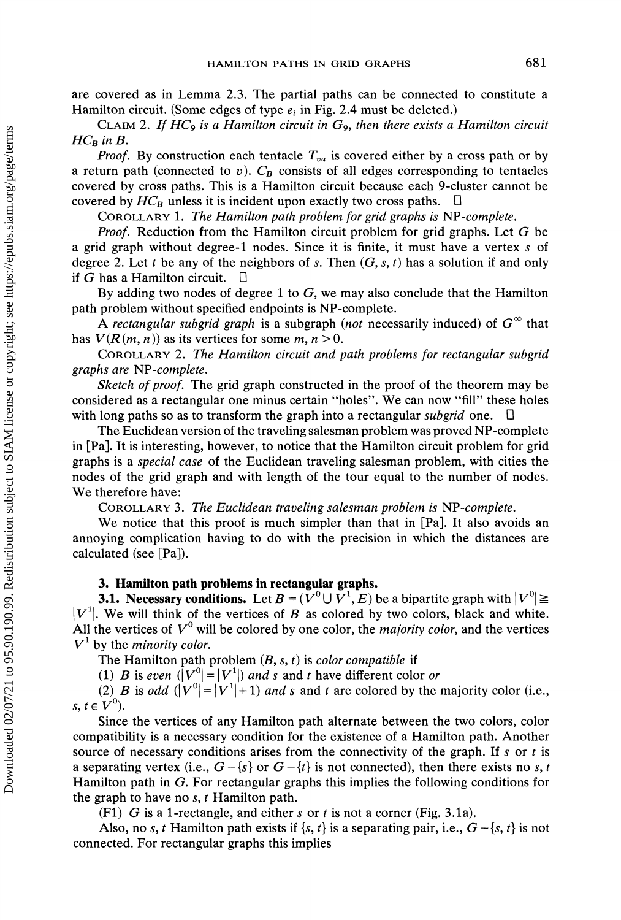are covered as in Lemma 2.3. The partial paths can be connected to constitute a Hamilton circuit. (Some edges of type $e_i$ in Fig. 2.4 must be deleted.)

CLAIM 2. *If $HC_9$ is a Hamilton circuit in $G_9$, then there exists a Hamilton circuit $HC_B$ in B.*

*Proof.* By construction each tentacle $T_{vu}$ is covered either by a cross path or by a return path (connected to $v$). $C_B$ consists of all edges corresponding to tentacles covered by cross paths. This is a Hamilton circuit because each 9-cluster cannot be covered by $HC_B$ unless it is incident upon exactly two cross paths. □

COROLLARY 1. *The Hamilton path problem for grid graphs is* NP-*complete.*

*Proof.* Reduction from the Hamilton circuit problem for grid graphs. Let $G$ be a grid graph without degree-1 nodes. Since it is finite, it must have a vertex $s$ of degree 2. Let $t$ be any of the neighbors of $s$. Then $(G, s, t)$ has a solution if and only if $G$ has a Hamilton circuit. □

By adding two nodes of degree 1 to $G$, we may also conclude that the Hamilton path problem without specified endpoints is NP-complete.

A *rectangular subgrid graph* is a subgraph (*not* necessarily induced) of $G^\infty$ that has $V(R(m, n))$ as its vertices for some $m, n > 0$.

COROLLARY 2. *The Hamilton circuit and path problems for rectangular subgrid graphs are* NP-*complete.*

*Sketch of proof.* The grid graph constructed in the proof of the theorem may be considered as a rectangular one minus certain "holes". We can now "fill" these holes with long paths so as to transform the graph into a rectangular *subgrid* one. □

The Euclidean version of the traveling salesman problem was proved NP-complete in [Pa]. It is interesting, however, to notice that the Hamilton circuit problem for grid graphs is a *special case* of the Euclidean traveling salesman problem, with cities the nodes of the grid graph and with length of the tour equal to the number of nodes. We therefore have:

COROLLARY 3. *The Euclidean traveling salesman problem is* NP-*complete.*

We notice that this proof is much simpler than that in [Pa]. It also avoids an annoying complication having to do with the precision in which the distances are calculated (see [Pa]).

## 3. Hamilton path problems in rectangular graphs.

**3.1. Necessary conditions.** Let $B = (V^0 \cup V^1, E)$ be a bipartite graph with $|V^0| \geq |V^1|$. We will think of the vertices of $B$ as colored by two colors, black and white. All the vertices of $V^0$ will be colored by one color, the *majority color*, and the vertices $V^1$ by the *minority color*.

The Hamilton path problem $(B, s, t)$ is *color compatible* if

(1) $B$ is *even* ($|V^0| = |V^1|$) *and* $s$ and $t$ have different color *or*

(2) $B$ is *odd* ($|V^0| = |V^1| + 1$) *and* $s$ and $t$ are colored by the majority color (i.e., $s, t \in V^0$).

Since the vertices of any Hamilton path alternate between the two colors, color compatibility is a necessary condition for the existence of a Hamilton path. Another source of necessary conditions arises from the connectivity of the graph. If $s$ or $t$ is a separating vertex (i.e., $G - \{s\}$ or $G - \{t\}$ is not connected), then there exists no $s, t$ Hamilton path in $G$. For rectangular graphs this implies the following conditions for the graph to have no $s, t$ Hamilton path.

(F1) $G$ is a 1-rectangle, and either $s$ or $t$ is not a corner (Fig. 3.1a).

Also, no $s, t$ Hamilton path exists if $\{s, t\}$ is a separating pair, i.e., $G - \{s, t\}$ is not connected. For rectangular graphs this implies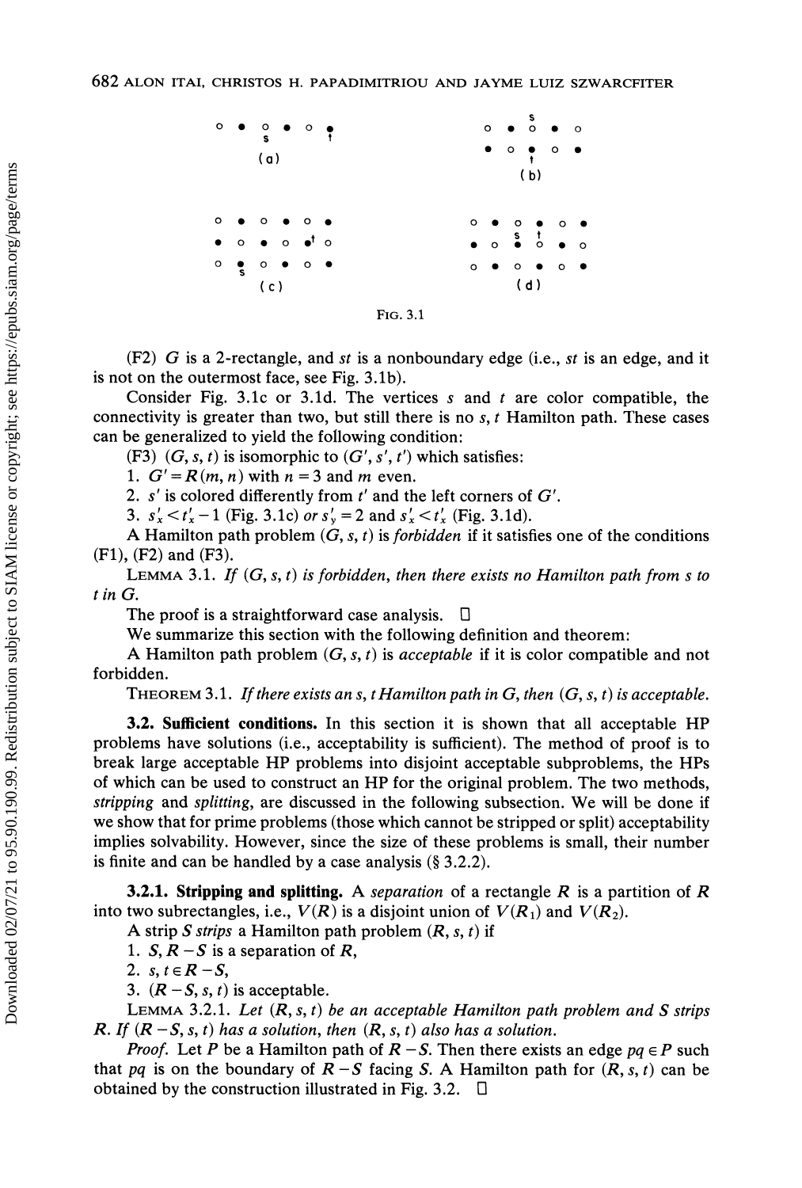FIG. 3.1

(F2) $G$ is a 2-rectangle, and $st$ is a nonboundary edge (i.e., $st$ is an edge, and it is not on the outermost face, see Fig. 3.1b).

Consider Fig. 3.1c or 3.1d. The vertices $s$ and $t$ are color compatible, the connectivity is greater than two, but still there is no $s, t$ Hamilton path. These cases can be generalized to yield the following condition:

(F3) $(G, s, t)$ is isomorphic to $(G', s', t')$ which satisfies:

1. $G' = R(m, n)$ with $n = 3$ and $m$ even.
2. $s'$ is colored differently from $t'$ and the left corners of $G'$.
3. $s'_x < t'_x - 1$ (Fig. 3.1c) *or* $s'_y = 2$ and $s'_x < t'_x$ (Fig. 3.1d).

A Hamilton path problem $(G, s, t)$ is *forbidden* if it satisfies one of the conditions (F1), (F2) and (F3).

LEMMA 3.1. *If $(G, s, t)$ is forbidden, then there exists no Hamilton path from $s$ to $t$ in $G$.*

The proof is a straightforward case analysis. □

We summarize this section with the following definition and theorem:

A Hamilton path problem $(G, s, t)$ is *acceptable* if it is color compatible and not forbidden.

THEOREM 3.1. *If there exists an $s, t$ Hamilton path in $G$, then $(G, s, t)$ is acceptable.*

**3.2. Sufficient conditions.** In this section it is shown that all acceptable HP problems have solutions (i.e., acceptability is sufficient). The method of proof is to break large acceptable HP problems into disjoint acceptable subproblems, the HPs of which can be used to construct an HP for the original problem. The two methods, *stripping* and *splitting*, are discussed in the following subsection. We will be done if we show that for prime problems (those which cannot be stripped or split) acceptability implies solvability. However, since the size of these problems is small, their number is finite and can be handled by a case analysis (§ 3.2.2).

**3.2.1. Stripping and splitting.** A *separation* of a rectangle $R$ is a partition of $R$ into two subrectangles, i.e., $V(R)$ is a disjoint union of $V(R_1)$ and $V(R_2)$.

A strip $S$ *strips* a Hamilton path problem $(R, s, t)$ if

1. $S, R - S$ is a separation of $R$,
2. $s, t \in R - S$,
3. $(R - S, s, t)$ is acceptable.

LEMMA 3.2.1. *Let $(R, s, t)$ be an acceptable Hamilton path problem and $S$ strips $R$. If $(R - S, s, t)$ has a solution, then $(R, s, t)$ also has a solution.*

*Proof.* Let $P$ be a Hamilton path of $R - S$. Then there exists an edge $pq \in P$ such that $pq$ is on the boundary of $R - S$ facing $S$. A Hamilton path for $(R, s, t)$ can be obtained by the construction illustrated in Fig. 3.2. □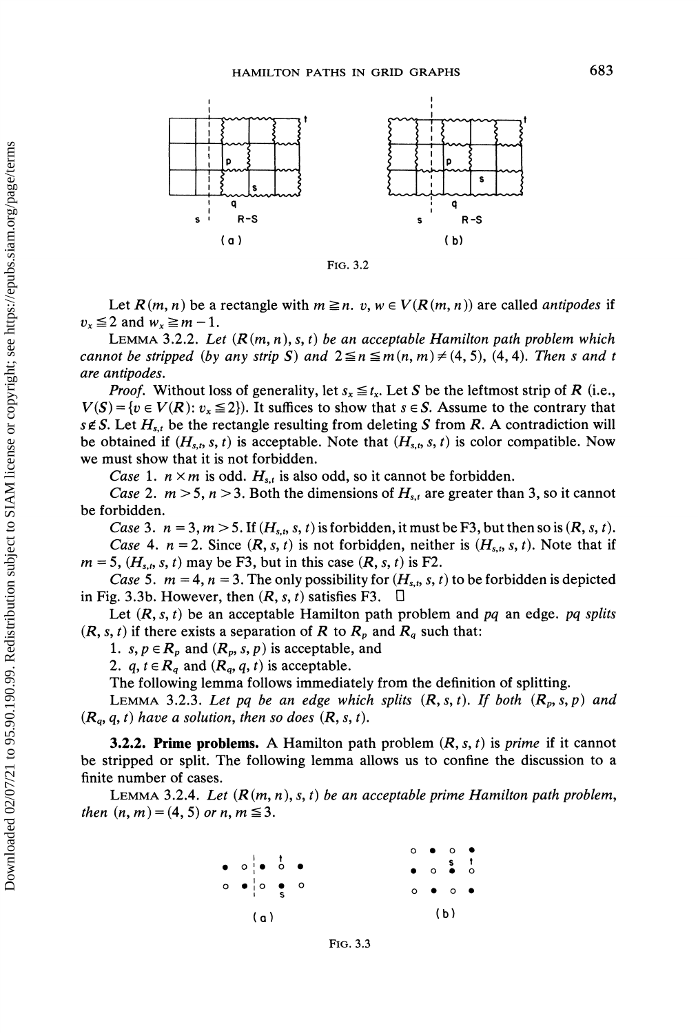FIG. 3.2

Let $R(m, n)$ be a rectangle with $m \geqq n$. $v, w \in V(R(m, n))$ are called *antipodes* if $v_x \leqq 2$ and $w_x \geqq m-1$.

LEMMA 3.2.2. *Let $(R(m, n), s, t)$ be an acceptable Hamilton path problem which cannot be stripped (by any strip $S$) and $2 \leqq n \leqq m (n, m) \neq (4, 5)$, $(4, 4)$. Then $s$ and $t$ are antipodes.*

*Proof.* Without loss of generality, let $s_x \leqq t_x$. Let $S$ be the leftmost strip of $R$ (i.e., $V(S) = \{v \in V(R): v_x \leqq 2\}$). It suffices to show that $s \in S$. Assume to the contrary that $s \notin S$. Let $H_{s,t}$ be the rectangle resulting from deleting $S$ from $R$. A contradiction will be obtained if $(H_{s,t}, s, t)$ is acceptable. Note that $(H_{s,t}, s, t)$ is color compatible. Now we must show that it is not forbidden.

*Case* 1. $n \times m$ is odd. $H_{s,t}$ is also odd, so it cannot be forbidden.

*Case* 2. $m > 5$, $n > 3$. Both the dimensions of $H_{s,t}$ are greater than 3, so it cannot be forbidden.

*Case* 3. $n = 3$, $m > 5$. If $(H_{s,t}, s, t)$ is forbidden, it must be F3, but then so is $(R, s, t)$.

*Case* 4. $n = 2$. Since $(R, s, t)$ is not forbidden, neither is $(H_{s,t}, s, t)$. Note that if $m = 5$, $(H_{s,t}, s, t)$ may be F3, but in this case $(R, s, t)$ is F2.

*Case* 5. $m = 4$, $n = 3$. The only possibility for $(H_{s,t}, s, t)$ to be forbidden is depicted in Fig. 3.3b. However, then $(R, s, t)$ satisfies F3. □

Let $(R, s, t)$ be an acceptable Hamilton path problem and $pq$ an edge. $pq$ *splits* $(R, s, t)$ if there exists a separation of $R$ to $R_p$ and $R_q$ such that:

1. $s, p \in R_p$ and $(R_p, s, p)$ is acceptable, and
2. $q, t \in R_q$ and $(R_q, q, t)$ is acceptable.

The following lemma follows immediately from the definition of splitting.

LEMMA 3.2.3. *Let $pq$ be an edge which splits $(R, s, t)$. If both $(R_p, s, p)$ and $(R_q, q, t)$ have a solution, then so does $(R, s, t)$.*

### 3.2.2. Prime problems.

A Hamilton path problem $(R, s, t)$ is *prime* if it cannot be stripped or split. The following lemma allows us to confine the discussion to a finite number of cases.

LEMMA 3.2.4. *Let $(R(m, n), s, t)$ be an acceptable prime Hamilton path problem, then $(n, m) = (4, 5)$ or $n, m \leqq 3$.*

FIG. 3.3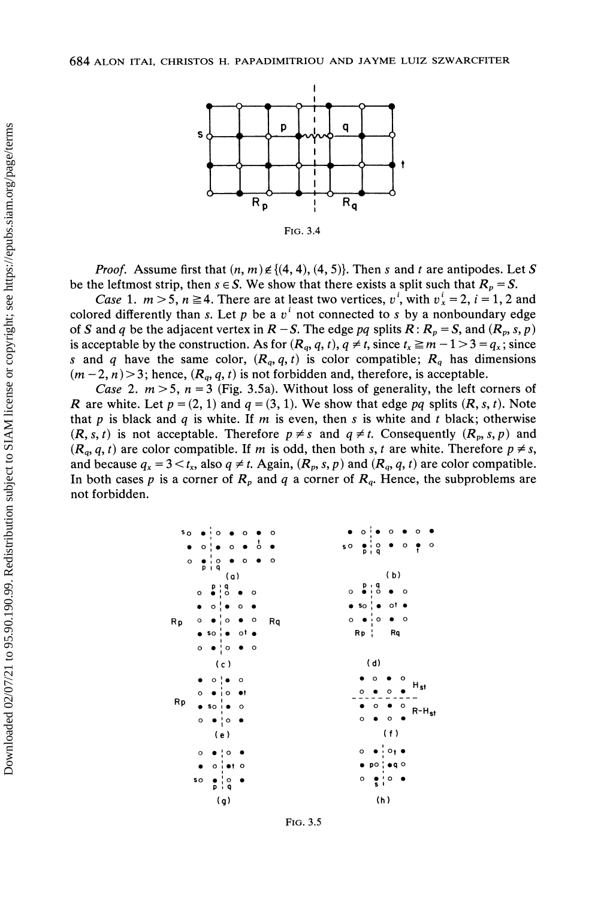FIG. 3.4

*Proof.* Assume first that $(n, m) \notin \{(4, 4), (4, 5)\}$. Then $s$ and $t$ are antipodes. Let $S$ be the leftmost strip, then $s \in S$. We show that there exists a split such that $R_p = S$.

*Case* 1. $m > 5$, $n \geqq 4$. There are at least two vertices, $v^i$, with $v^i_x = 2$, $i = 1, 2$ and colored differently than $s$. Let $p$ be a $v^i$ not connected to $s$ by a nonboundary edge of $S$ and $q$ be the adjacent vertex in $R - S$. The edge $pq$ splits $R$: $R_p = S$, and $(R_p, s, p)$ is acceptable by the construction. As for $(R_q, q, t)$, $q \neq t$, since $t_x \geqq m - 1 > 3 = q_x$; since $s$ and $q$ have the same color, $(R_q, q, t)$ is color compatible; $R_q$ has dimensions $(m - 2, n) > 3$; hence, $(R_q, q, t)$ is not forbidden and, therefore, is acceptable.

*Case* 2. $m > 5$, $n = 3$ (Fig. 3.5a). Without loss of generality, the left corners of $R$ are white. Let $p = (2, 1)$ and $q = (3, 1)$. We show that edge $pq$ splits $(R, s, t)$. Note that $p$ is black and $q$ is white. If $m$ is even, then $s$ is white and $t$ black; otherwise $(R, s, t)$ is not acceptable. Therefore $p \neq s$ and $q \neq t$. Consequently $(R_p, s, p)$ and $(R_q, q, t)$ are color compatible. If $m$ is odd, then both $s, t$ are white. Therefore $p \neq s$, and because $q_x = 3 < t_x$, also $q \neq t$. Again, $(R_p, s, p)$ and $(R_q, q, t)$ are color compatible. In both cases $p$ is a corner of $R_p$ and $q$ a corner of $R_q$. Hence, the subproblems are not forbidden.

FIG. 3.5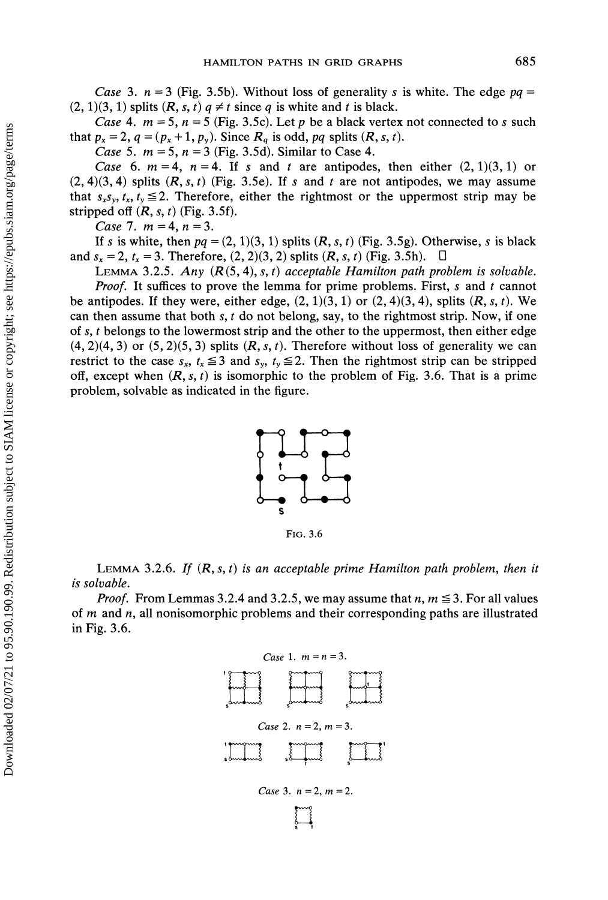*Case* 3. $n = 3$ (Fig. 3.5b). Without loss of generality $s$ is white. The edge $pq = (2, 1)(3, 1)$ splits $(R, s, t)$ $q \neq t$ since $q$ is white and $t$ is black.

*Case* 4. $m = 5$, $n = 5$ (Fig. 3.5c). Let $p$ be a black vertex not connected to $s$ such that $p_x = 2$, $q = (p_x + 1, p_y)$. Since $R_q$ is odd, $pq$ splits $(R, s, t)$.

*Case* 5. $m = 5$, $n = 3$ (Fig. 3.5d). Similar to Case 4.

*Case* 6. $m = 4$, $n = 4$. If $s$ and $t$ are antipodes, then either $(2, 1)(3, 1)$ or $(2, 4)(3, 4)$ splits $(R, s, t)$ (Fig. 3.5e). If $s$ and $t$ are not antipodes, we may assume that $s_x s_y$, $t_x$, $t_y \leqq 2$. Therefore, either the rightmost or the uppermost strip may be stripped off $(R, s, t)$ (Fig. 3.5f).

*Case* 7. $m = 4$, $n = 3$.

If $s$ is white, then $pq = (2, 1)(3, 1)$ splits $(R, s, t)$ (Fig. 3.5g). Otherwise, $s$ is black and $s_x = 2$, $t_x = 3$. Therefore, $(2, 2)(3, 2)$ splits $(R, s, t)$ (Fig. 3.5h). □

LEMMA 3.2.5. *Any* $(R(5, 4), s, t)$ *acceptable Hamilton path problem is solvable.*

*Proof.* It suffices to prove the lemma for prime problems. First, $s$ and $t$ cannot be antipodes. If they were, either edge, $(2, 1)(3, 1)$ or $(2, 4)(3, 4)$, splits $(R, s, t)$. We can then assume that both $s, t$ do not belong, say, to the rightmost strip. Now, if one of $s, t$ belongs to the lowermost strip and the other to the uppermost, then either edge $(4, 2)(4, 3)$ or $(5, 2)(5, 3)$ splits $(R, s, t)$. Therefore without loss of generality we can restrict to the case $s_x$, $t_x \leqq 3$ and $s_y$, $t_y \leqq 2$. Then the rightmost strip can be stripped off, except when $(R, s, t)$ is isomorphic to the problem of Fig. 3.6. That is a prime problem, solvable as indicated in the figure.

FIG. 3.6

LEMMA 3.2.6. *If* $(R, s, t)$ *is an acceptable prime Hamilton path problem, then it is solvable.*

*Proof.* From Lemmas 3.2.4 and 3.2.5, we may assume that $n, m \leqq 3$. For all values of $m$ and $n$, all nonisomorphic problems and their corresponding paths are illustrated in Fig. 3.6.

*Case* 1. $m = n = 3$.

*Case* 2. $n = 2$, $m = 3$.

*Case* 3. $n = 2$, $m = 2$.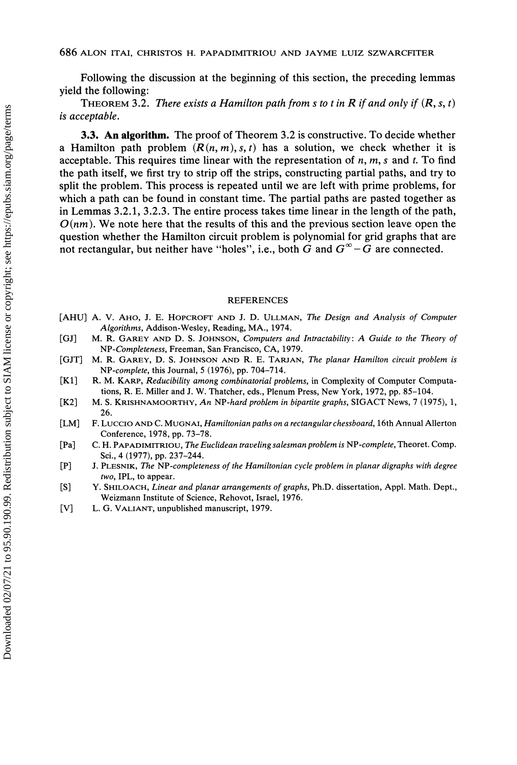Following the discussion at the beginning of this section, the preceding lemmas yield the following:

THEOREM 3.2. *There exists a Hamilton path from $s$ to $t$ in $R$ if and only if $(R, s, t)$ is acceptable.*

**3.3. An algorithm.** The proof of Theorem 3.2 is constructive. To decide whether a Hamilton path problem $(R(n, m), s, t)$ has a solution, we check whether it is acceptable. This requires time linear with the representation of $n$, $m$, $s$ and $t$. To find the path itself, we first try to strip off the strips, constructing partial paths, and try to split the problem. This process is repeated until we are left with prime problems, for which a path can be found in constant time. The partial paths are pasted together as in Lemmas 3.2.1, 3.2.3. The entire process takes time linear in the length of the path, $O(nm)$. We note here that the results of this and the previous section leave open the question whether the Hamilton circuit problem is polynomial for grid graphs that are not rectangular, but neither have "holes", i.e., both $G$ and $G^{\infty} - G$ are connected.

## REFERENCES

[AHU] A. V. AHO, J. E. HOPCROFT AND J. D. ULLMAN, *The Design and Analysis of Computer Algorithms*, Addison-Wesley, Reading, MA., 1974.

[GJ] M. R. GAREY AND D. S. JOHNSON, *Computers and Intractability: A Guide to the Theory of NP-Completeness*, Freeman, San Francisco, CA, 1979.

[GJT] M. R. GAREY, D. S. JOHNSON AND R. E. TARJAN, *The planar Hamilton circuit problem is NP-complete*, this Journal, 5 (1976), pp. 704–714.

[K1] R. M. KARP, *Reducibility among combinatorial problems*, in Complexity of Computer Computations, R. E. Miller and J. W. Thatcher, eds., Plenum Press, New York, 1972, pp. 85–104.

[K2] M. S. KRISHNAMOORTHY, *An NP-hard problem in bipartite graphs*, SIGACT News, 7 (1975), 1, 26.

[LM] F. LUCCIO AND C. MUGNAI, *Hamiltonian paths on a rectangular chessboard*, 16th Annual Allerton Conference, 1978, pp. 73–78.

[Pa] C. H. PAPADIMITRIOU, *The Euclidean traveling salesman problem is NP-complete*, Theoret. Comp. Sci., 4 (1977), pp. 237–244.

[P] J. PLESNIK, *The NP-completeness of the Hamiltonian cycle problem in planar digraphs with degree two*, IPL, to appear.

[S] Y. SHILOACH, *Linear and planar arrangements of graphs*, Ph.D. dissertation, Appl. Math. Dept., Weizmann Institute of Science, Rehovot, Israel, 1976.

[V] L. G. VALIANT, unpublished manuscript, 1979.